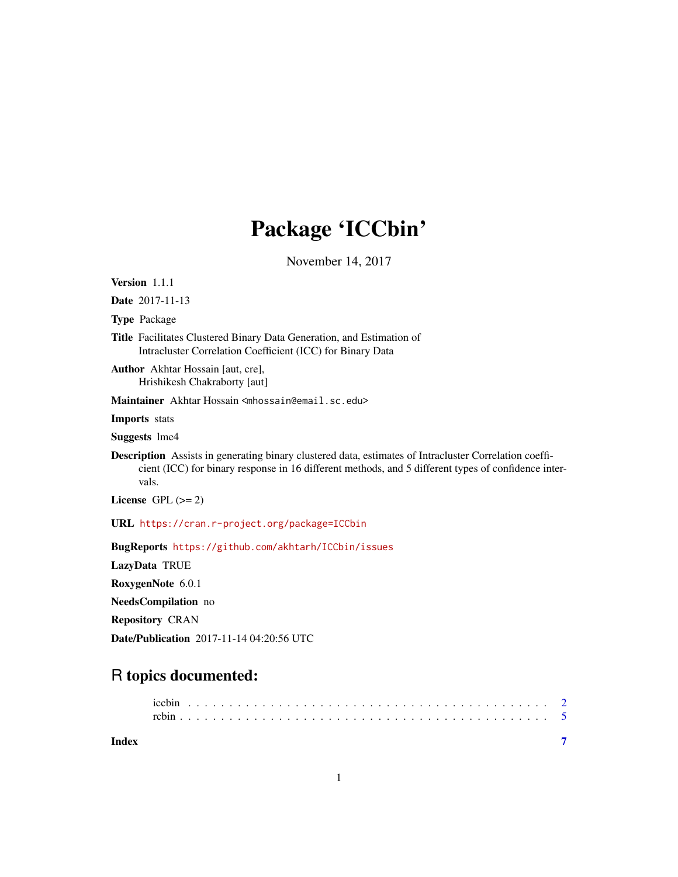# Package 'ICCbin'

November 14, 2017

**Version** 1.1.1

**Date** 2017-11-13

**Type** Package

**Title** Facilitates Clustered Binary Data Generation, and Estimation of Intracluster Correlation Coefficient (ICC) for Binary Data

**Author** Akhtar Hossain [aut, cre], Hrishikesh Chakraborty [aut]

**Maintainer** Akhtar Hossain <mhossain@email.sc.edu>

**Imports** stats

**Suggests** lme4

**Description** Assists in generating binary clustered data, estimates of Intracluster Correlation coefficient (ICC) for binary response in 16 different methods, and 5 different types of confidence intervals.

**License** GPL (>= 2)

**URL** https://cran.r-project.org/package=ICCbin

**BugReports** https://github.com/akhtarh/ICCbin/issues

**LazyData** TRUE

**RoxygenNote** 6.0.1

**NeedsCompilation** no

**Repository** CRAN

**Date/Publication** 2017-11-14 04:20:56 UTC

## R topics documented:

iccbin . . . . . . . . . . . . . . . . . . . . . . . . . . . . . . . . . . . . . . . . . . 2
rcbin . . . . . . . . . . . . . . . . . . . . . . . . . . . . . . . . . . . . . . . . . . 5

**Index** 7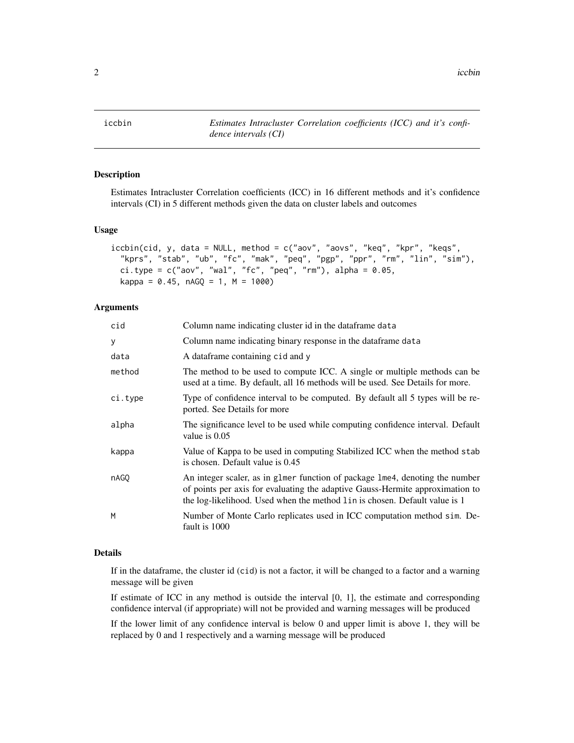iccbin — *Estimates Intracluster Correlation coefficients (ICC) and it's confidence intervals (CI)*

## Description

Estimates Intracluster Correlation coefficients (ICC) in 16 different methods and it's confidence intervals (CI) in 5 different methods given the data on cluster labels and outcomes

## Usage

```
iccbin(cid, y, data = NULL, method = c("aov", "aovs", "keq", "kpr", "keqs",
  "kprs", "stab", "ub", "fc", "mak", "peq", "pgp", "ppr", "rm", "lin", "sim"),
  ci.type = c("aov", "wal", "fc", "peq", "rm"), alpha = 0.05,
  kappa = 0.45, nAGQ = 1, M = 1000)
```

## Arguments

| | |
|---|---|
| cid | Column name indicating cluster id in the dataframe data |
| y | Column name indicating binary response in the dataframe data |
| data | A dataframe containing cid and y |
| method | The method to be used to compute ICC. A single or multiple methods can be used at a time. By default, all 16 methods will be used. See Details for more. |
| ci.type | Type of confidence interval to be computed. By default all 5 types will be reported. See Details for more |
| alpha | The significance level to be used while computing confidence interval. Default value is 0.05 |
| kappa | Value of Kappa to be used in computing Stabilized ICC when the method stab is chosen. Default value is 0.45 |
| nAGQ | An integer scaler, as in glmer function of package lme4, denoting the number of points per axis for evaluating the adaptive Gauss-Hermite approximation to the log-likelihood. Used when the method lin is chosen. Default value is 1 |
| M | Number of Monte Carlo replicates used in ICC computation method sim. Default is 1000 |

## Details

If in the dataframe, the cluster id (cid) is not a factor, it will be changed to a factor and a warning message will be given

If estimate of ICC in any method is outside the interval [0, 1], the estimate and corresponding confidence interval (if appropriate) will not be provided and warning messages will be produced

If the lower limit of any confidence interval is below 0 and upper limit is above 1, they will be replaced by 0 and 1 respectively and a warning message will be produced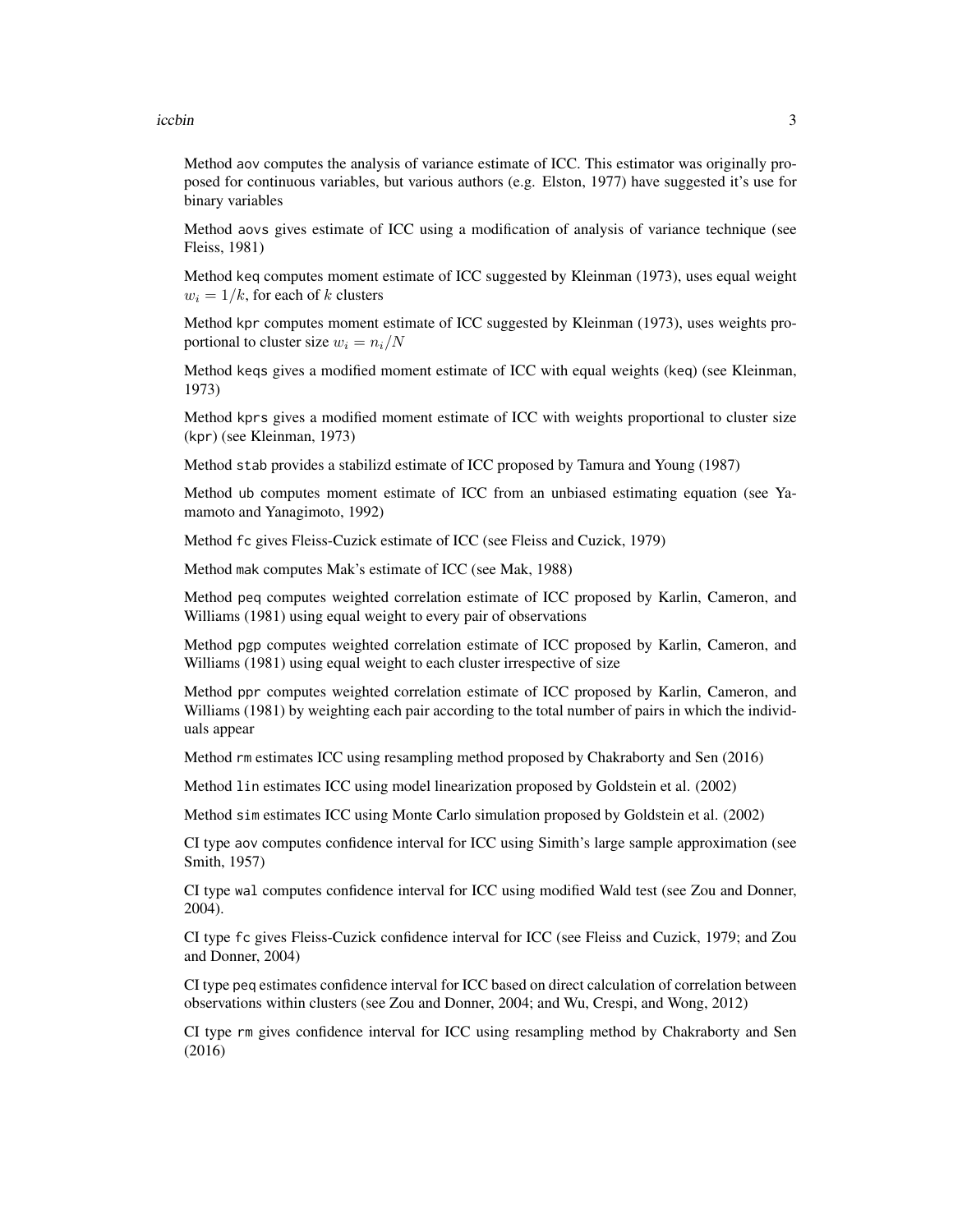Method `aov` computes the analysis of variance estimate of ICC. This estimator was originally proposed for continuous variables, but various authors (e.g. Elston, 1977) have suggested it's use for binary variables

Method `aovs` gives estimate of ICC using a modification of analysis of variance technique (see Fleiss, 1981)

Method `keq` computes moment estimate of ICC suggested by Kleinman (1973), uses equal weight $w_i = 1/k$, for each of $k$ clusters

Method `kpr` computes moment estimate of ICC suggested by Kleinman (1973), uses weights proportional to cluster size $w_i = n_i/N$

Method `keqs` gives a modified moment estimate of ICC with equal weights (`keq`) (see Kleinman, 1973)

Method `kprs` gives a modified moment estimate of ICC with weights proportional to cluster size (`kpr`) (see Kleinman, 1973)

Method `stab` provides a stabilizd estimate of ICC proposed by Tamura and Young (1987)

Method `ub` computes moment estimate of ICC from an unbiased estimating equation (see Yamamoto and Yanagimoto, 1992)

Method `fc` gives Fleiss-Cuzick estimate of ICC (see Fleiss and Cuzick, 1979)

Method `mak` computes Mak's estimate of ICC (see Mak, 1988)

Method `peq` computes weighted correlation estimate of ICC proposed by Karlin, Cameron, and Williams (1981) using equal weight to every pair of observations

Method `pgp` computes weighted correlation estimate of ICC proposed by Karlin, Cameron, and Williams (1981) using equal weight to each cluster irrespective of size

Method `ppr` computes weighted correlation estimate of ICC proposed by Karlin, Cameron, and Williams (1981) by weighting each pair according to the total number of pairs in which the individuals appear

Method `rm` estimates ICC using resampling method proposed by Chakraborty and Sen (2016)

Method `lin` estimates ICC using model linearization proposed by Goldstein et al. (2002)

Method `sim` estimates ICC using Monte Carlo simulation proposed by Goldstein et al. (2002)

CI type `aov` computes confidence interval for ICC using Simith's large sample approximation (see Smith, 1957)

CI type `wal` computes confidence interval for ICC using modified Wald test (see Zou and Donner, 2004).

CI type `fc` gives Fleiss-Cuzick confidence interval for ICC (see Fleiss and Cuzick, 1979; and Zou and Donner, 2004)

CI type `peq` estimates confidence interval for ICC based on direct calculation of correlation between observations within clusters (see Zou and Donner, 2004; and Wu, Crespi, and Wong, 2012)

CI type `rm` gives confidence interval for ICC using resampling method by Chakraborty and Sen (2016)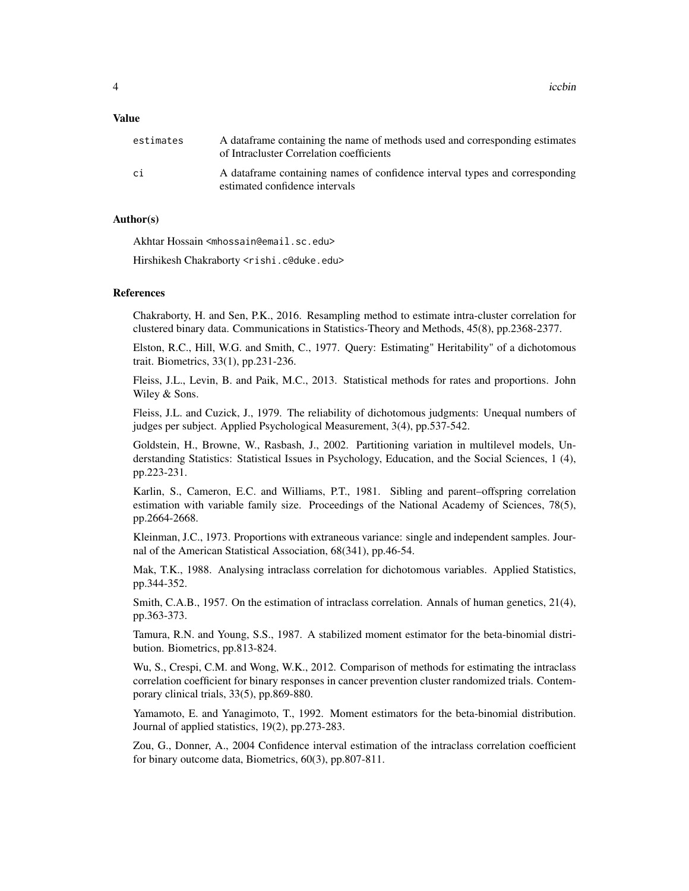## Value

| | |
|---|---|
| `estimates` | A dataframe containing the name of methods used and corresponding estimates of Intracluster Correlation coefficients |
| `ci` | A dataframe containing names of confidence interval types and corresponding estimated confidence intervals |

## Author(s)

Akhtar Hossain <mhossain@email.sc.edu>

Hirshikesh Chakraborty <rishi.c@duke.edu>

## References

Chakraborty, H. and Sen, P.K., 2016. Resampling method to estimate intra-cluster correlation for clustered binary data. Communications in Statistics-Theory and Methods, 45(8), pp.2368-2377.

Elston, R.C., Hill, W.G. and Smith, C., 1977. Query: Estimating" Heritability" of a dichotomous trait. Biometrics, 33(1), pp.231-236.

Fleiss, J.L., Levin, B. and Paik, M.C., 2013. Statistical methods for rates and proportions. John Wiley & Sons.

Fleiss, J.L. and Cuzick, J., 1979. The reliability of dichotomous judgments: Unequal numbers of judges per subject. Applied Psychological Measurement, 3(4), pp.537-542.

Goldstein, H., Browne, W., Rasbash, J., 2002. Partitioning variation in multilevel models, Understanding Statistics: Statistical Issues in Psychology, Education, and the Social Sciences, 1 (4), pp.223-231.

Karlin, S., Cameron, E.C. and Williams, P.T., 1981. Sibling and parent–offspring correlation estimation with variable family size. Proceedings of the National Academy of Sciences, 78(5), pp.2664-2668.

Kleinman, J.C., 1973. Proportions with extraneous variance: single and independent samples. Journal of the American Statistical Association, 68(341), pp.46-54.

Mak, T.K., 1988. Analysing intraclass correlation for dichotomous variables. Applied Statistics, pp.344-352.

Smith, C.A.B., 1957. On the estimation of intraclass correlation. Annals of human genetics, 21(4), pp.363-373.

Tamura, R.N. and Young, S.S., 1987. A stabilized moment estimator for the beta-binomial distribution. Biometrics, pp.813-824.

Wu, S., Crespi, C.M. and Wong, W.K., 2012. Comparison of methods for estimating the intraclass correlation coefficient for binary responses in cancer prevention cluster randomized trials. Contemporary clinical trials, 33(5), pp.869-880.

Yamamoto, E. and Yanagimoto, T., 1992. Moment estimators for the beta-binomial distribution. Journal of applied statistics, 19(2), pp.273-283.

Zou, G., Donner, A., 2004 Confidence interval estimation of the intraclass correlation coefficient for binary outcome data, Biometrics, 60(3), pp.807-811.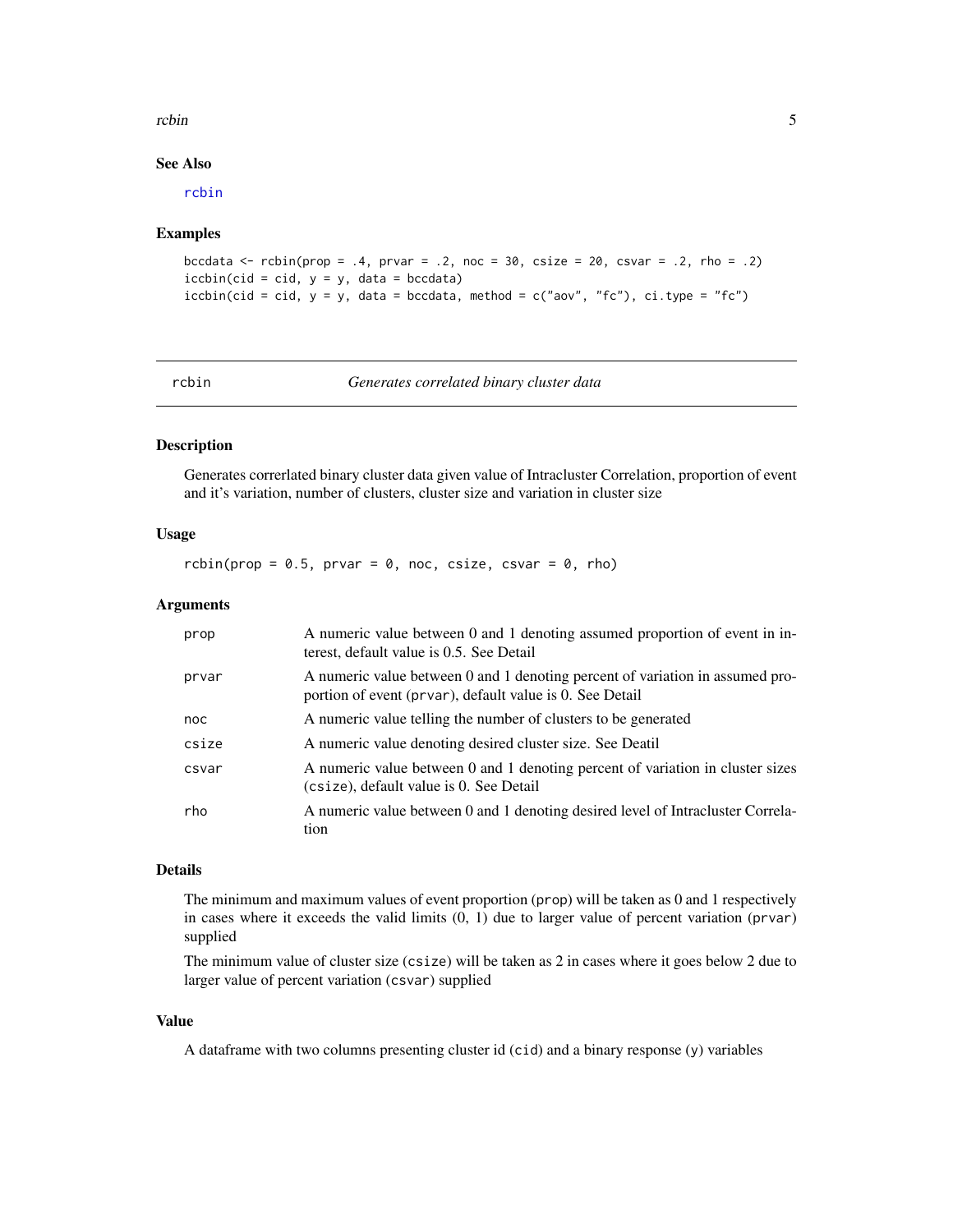### See Also

rcbin

### Examples

```
bccdata <- rcbin(prop = .4, prvar = .2, noc = 30, csize = 20, csvar = .2, rho = .2)
iccbin(cid = cid, y = y, data = bccdata)
iccbin(cid = cid, y = y, data = bccdata, method = c("aov", "fc"), ci.type = "fc")
```

---

## rcbin — *Generates correlated binary cluster data*

---

### Description

Generates correrlated binary cluster data given value of Intracluster Correlation, proportion of event and it's variation, number of clusters, cluster size and variation in cluster size

### Usage

```
rcbin(prop = 0.5, prvar = 0, noc, csize, csvar = 0, rho)
```

### Arguments

| | |
|---|---|
| prop | A numeric value between 0 and 1 denoting assumed proportion of event in interest, default value is 0.5. See Detail |
| prvar | A numeric value between 0 and 1 denoting percent of variation in assumed proportion of event (prvar), default value is 0. See Detail |
| noc | A numeric value telling the number of clusters to be generated |
| csize | A numeric value denoting desired cluster size. See Deatil |
| csvar | A numeric value between 0 and 1 denoting percent of variation in cluster sizes (csize), default value is 0. See Detail |
| rho | A numeric value between 0 and 1 denoting desired level of Intracluster Correlation |

### Details

The minimum and maximum values of event proportion (prop) will be taken as 0 and 1 respectively in cases where it exceeds the valid limits (0, 1) due to larger value of percent variation (prvar) supplied

The minimum value of cluster size (csize) will be taken as 2 in cases where it goes below 2 due to larger value of percent variation (csvar) supplied

### Value

A dataframe with two columns presenting cluster id (cid) and a binary response (y) variables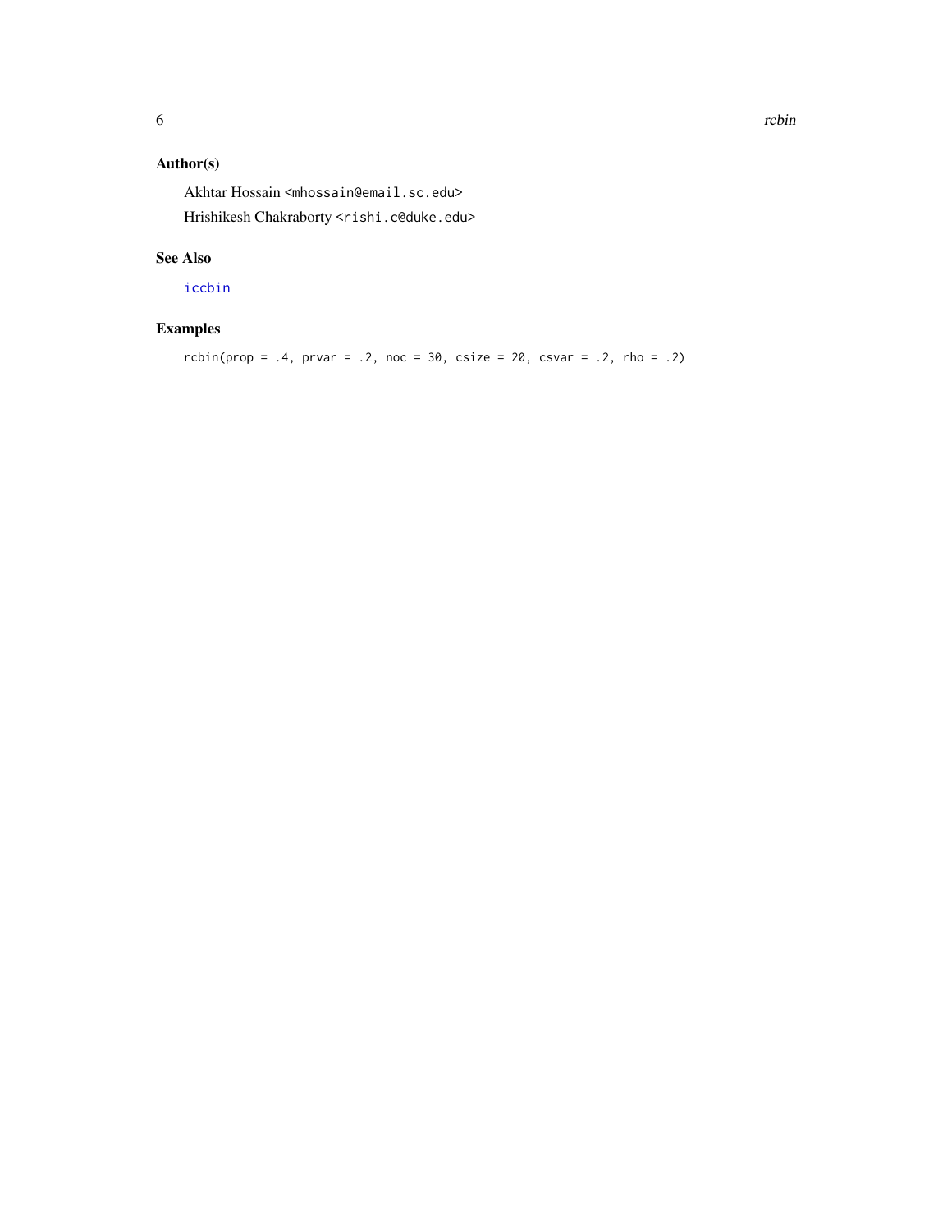### Author(s)

Akhtar Hossain <mhossain@email.sc.edu>

Hrishikesh Chakraborty <rishi.c@duke.edu>

### See Also

iccbin

### Examples

```
rcbin(prop = .4, prvar = .2, noc = 30, csize = 20, csvar = .2, rho = .2)
```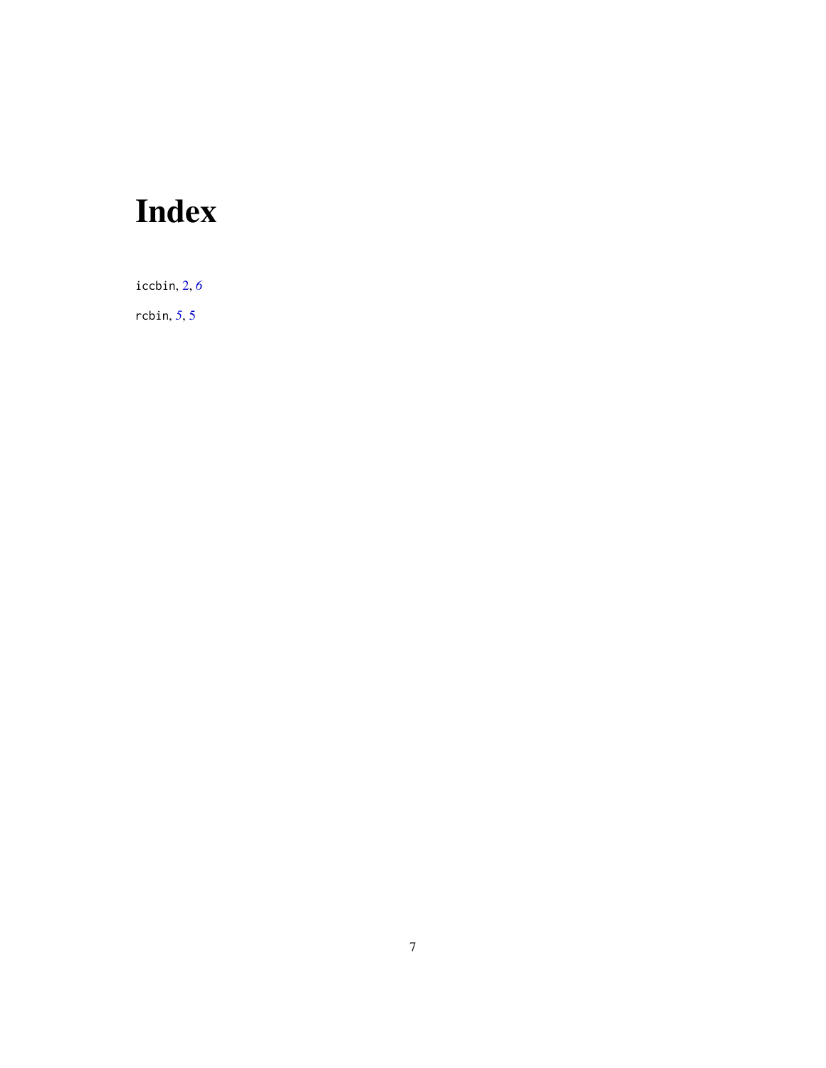# Index

iccbin, 2, *6*

rcbin, *5*, 5